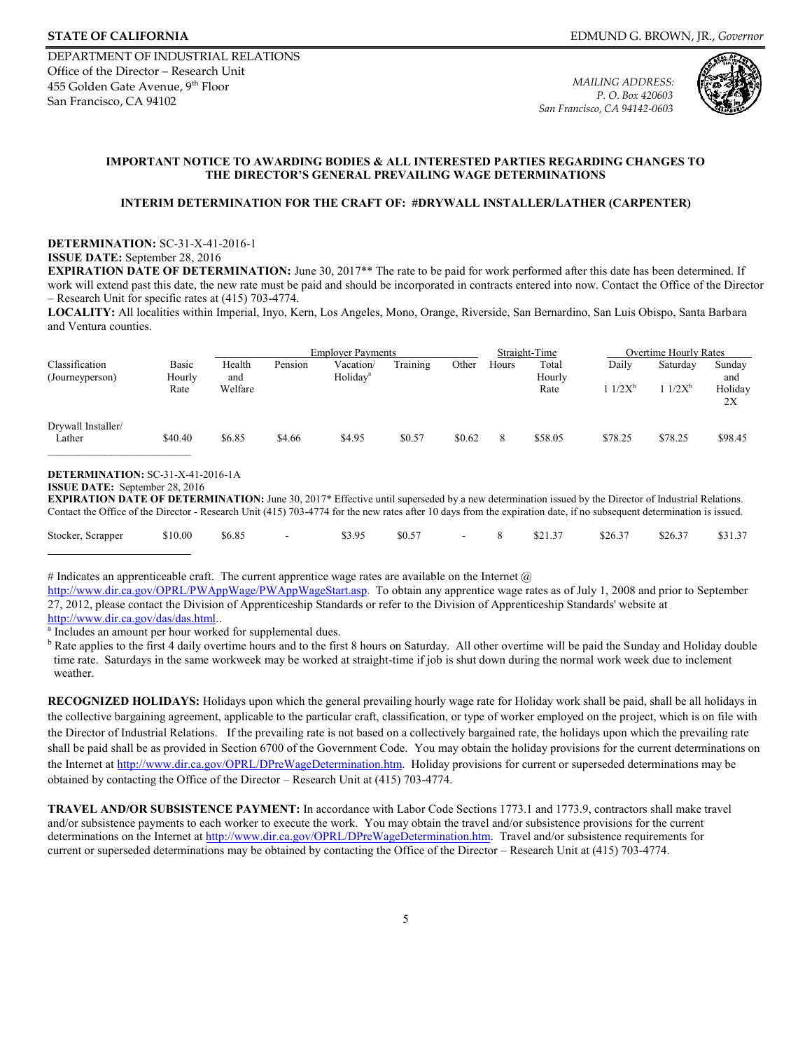**STATE OF CALIFORNIA** EDMUND G. BROWN, JR., *Governor*

DEPARTMENT OF INDUSTRIAL RELATIONS
Office of the Director – Research Unit
455 Golden Gate Avenue, 9th Floor
San Francisco, CA 94102

*MAILING ADDRESS:*
*P. O. Box 420603*
*San Francisco, CA 94142-0603*

**IMPORTANT NOTICE TO AWARDING BODIES & ALL INTERESTED PARTIES REGARDING CHANGES TO THE DIRECTOR'S GENERAL PREVAILING WAGE DETERMINATIONS**

**INTERIM DETERMINATION FOR THE CRAFT OF: #DRYWALL INSTALLER/LATHER (CARPENTER)**

**DETERMINATION:** SC-31-X-41-2016-1
**ISSUE DATE:** September 28, 2016
**EXPIRATION DATE OF DETERMINATION:** June 30, 2017** The rate to be paid for work performed after this date has been determined. If work will extend past this date, the new rate must be paid and should be incorporated in contracts entered into now. Contact the Office of the Director – Research Unit for specific rates at (415) 703-4774.
**LOCALITY:** All localities within Imperial, Inyo, Kern, Los Angeles, Mono, Orange, Riverside, San Bernardino, San Luis Obispo, Santa Barbara and Ventura counties.

| Classification (Journeyperson) | Basic Hourly Rate | Employer Payments | | | | | Straight-Time | | Overtime Hourly Rates | | |
|---|---|---|---|---|---|---|---|---|---|---|---|
| | | Health and Welfare | Pension | Vacation/ Holiday[a] | Training | Other | Hours | Total Hourly Rate | Daily 1 1/2X[b] | Saturday 1 1/2X[b] | Sunday and Holiday 2X |
| Drywall Installer/ Lather | $40.40 | $6.85 | $4.66 | $4.95 | $0.57 | $0.62 | 8 | $58.05 | $78.25 | $78.25 | $98.45 |

**DETERMINATION:** SC-31-X-41-2016-1A
**ISSUE DATE:** September 28, 2016
**EXPIRATION DATE OF DETERMINATION:** June 30, 2017* Effective until superseded by a new determination issued by the Director of Industrial Relations. Contact the Office of the Director - Research Unit (415) 703-4774 for the new rates after 10 days from the expiration date, if no subsequent determination is issued.

| Classification (Journeyperson) | Basic Hourly Rate | Health and Welfare | Pension | Vacation/ Holiday[a] | Training | Other | Hours | Total Hourly Rate | Daily 1 1/2X[b] | Saturday 1 1/2X[b] | Sunday and Holiday 2X |
|---|---|---|---|---|---|---|---|---|---|---|---|
| Stocker, Scrapper | $10.00 | $6.85 | - | $3.95 | $0.57 | - | 8 | $21.37 | $26.37 | $26.37 | $31.37 |

# Indicates an apprenticeable craft. The current apprentice wage rates are available on the Internet @ http://www.dir.ca.gov/OPRL/PWAppWage/PWAppWageStart.asp. To obtain any apprentice wage rates as of July 1, 2008 and prior to September 27, 2012, please contact the Division of Apprenticeship Standards or refer to the Division of Apprenticeship Standards' website at http://www.dir.ca.gov/das/das.html..

[a] Includes an amount per hour worked for supplemental dues.

[b] Rate applies to the first 4 daily overtime hours and to the first 8 hours on Saturday. All other overtime will be paid the Sunday and Holiday double time rate. Saturdays in the same workweek may be worked at straight-time if job is shut down during the normal work week due to inclement weather.

**RECOGNIZED HOLIDAYS:** Holidays upon which the general prevailing hourly wage rate for Holiday work shall be paid, shall be all holidays in the collective bargaining agreement, applicable to the particular craft, classification, or type of worker employed on the project, which is on file with the Director of Industrial Relations. If the prevailing rate is not based on a collectively bargained rate, the holidays upon which the prevailing rate shall be paid shall be as provided in Section 6700 of the Government Code. You may obtain the holiday provisions for the current determinations on the Internet at http://www.dir.ca.gov/OPRL/DPreWageDetermination.htm. Holiday provisions for current or superseded determinations may be obtained by contacting the Office of the Director – Research Unit at (415) 703-4774.

**TRAVEL AND/OR SUBSISTENCE PAYMENT:** In accordance with Labor Code Sections 1773.1 and 1773.9, contractors shall make travel and/or subsistence payments to each worker to execute the work. You may obtain the travel and/or subsistence provisions for the current determinations on the Internet at http://www.dir.ca.gov/OPRL/DPreWageDetermination.htm. Travel and/or subsistence requirements for current or superseded determinations may be obtained by contacting the Office of the Director – Research Unit at (415) 703-4774.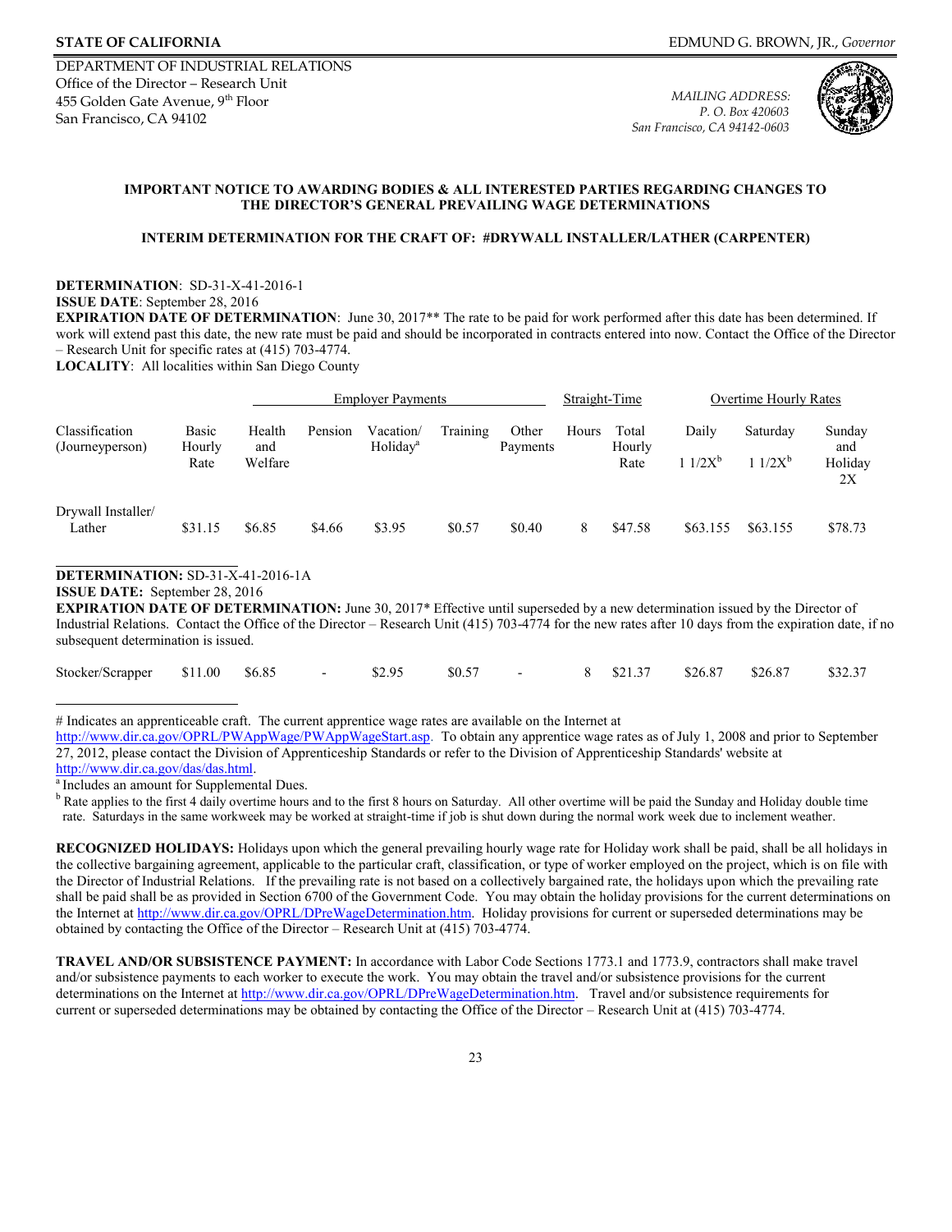**STATE OF CALIFORNIA** EDMUND G. BROWN, JR., *Governor*

DEPARTMENT OF INDUSTRIAL RELATIONS
Office of the Director – Research Unit
455 Golden Gate Avenue, 9th Floor
San Francisco, CA 94102

*MAILING ADDRESS:*
*P. O. Box 420603*
*San Francisco, CA 94142-0603*

**IMPORTANT NOTICE TO AWARDING BODIES & ALL INTERESTED PARTIES REGARDING CHANGES TO THE DIRECTOR'S GENERAL PREVAILING WAGE DETERMINATIONS**

**INTERIM DETERMINATION FOR THE CRAFT OF: #DRYWALL INSTALLER/LATHER (CARPENTER)**

**DETERMINATION**: SD-31-X-41-2016-1
**ISSUE DATE**: September 28, 2016
**EXPIRATION DATE OF DETERMINATION**: June 30, 2017** The rate to be paid for work performed after this date has been determined. If work will extend past this date, the new rate must be paid and should be incorporated in contracts entered into now. Contact the Office of the Director – Research Unit for specific rates at (415) 703-4774.
**LOCALITY**: All localities within San Diego County

| Classification (Journeyperson) | Basic Hourly Rate | Employer Payments | | | | | Straight-Time | | Overtime Hourly Rates | | |
|---|---|---|---|---|---|---|---|---|---|---|---|
| | | Health and Welfare | Pension | Vacation/ Holiday[a] | Training | Other Payments | Hours | Total Hourly Rate | Daily 1 1/2X[b] | Saturday 1 1/2X[b] | Sunday and Holiday 2X |
| Drywall Installer/ Lather | $31.15 | $6.85 | $4.66 | $3.95 | $0.57 | $0.40 | 8 | $47.58 | $63.155 | $63.155 | $78.73 |

**DETERMINATION:** SD-31-X-41-2016-1A
**ISSUE DATE:** September 28, 2016
**EXPIRATION DATE OF DETERMINATION:** June 30, 2017* Effective until superseded by a new determination issued by the Director of Industrial Relations. Contact the Office of the Director – Research Unit (415) 703-4774 for the new rates after 10 days from the expiration date, if no subsequent determination is issued.

| Classification (Journeyperson) | Basic Hourly Rate | Health and Welfare | Pension | Vacation/ Holiday[a] | Training | Other Payments | Hours | Total Hourly Rate | Daily 1 1/2X[b] | Saturday 1 1/2X[b] | Sunday and Holiday 2X |
|---|---|---|---|---|---|---|---|---|---|---|---|
| Stocker/Scrapper | $11.00 | $6.85 | - | $2.95 | $0.57 | - | 8 | $21.37 | $26.87 | $26.87 | $32.37 |

# Indicates an apprenticeable craft. The current apprentice wage rates are available on the Internet at http://www.dir.ca.gov/OPRL/PWAppWage/PWAppWageStart.asp. To obtain any apprentice wage rates as of July 1, 2008 and prior to September 27, 2012, please contact the Division of Apprenticeship Standards or refer to the Division of Apprenticeship Standards' website at http://www.dir.ca.gov/das/das.html.

[a] Includes an amount for Supplemental Dues.

[b] Rate applies to the first 4 daily overtime hours and to the first 8 hours on Saturday. All other overtime will be paid the Sunday and Holiday double time rate. Saturdays in the same workweek may be worked at straight-time if job is shut down during the normal work week due to inclement weather.

**RECOGNIZED HOLIDAYS:** Holidays upon which the general prevailing hourly wage rate for Holiday work shall be paid, shall be all holidays in the collective bargaining agreement, applicable to the particular craft, classification, or type of worker employed on the project, which is on file with the Director of Industrial Relations. If the prevailing rate is not based on a collectively bargained rate, the holidays upon which the prevailing rate shall be paid shall be as provided in Section 6700 of the Government Code. You may obtain the holiday provisions for the current determinations on the Internet at http://www.dir.ca.gov/OPRL/DPreWageDetermination.htm. Holiday provisions for current or superseded determinations may be obtained by contacting the Office of the Director – Research Unit at (415) 703-4774.

**TRAVEL AND/OR SUBSISTENCE PAYMENT:** In accordance with Labor Code Sections 1773.1 and 1773.9, contractors shall make travel and/or subsistence payments to each worker to execute the work. You may obtain the travel and/or subsistence provisions for the current determinations on the Internet at http://www.dir.ca.gov/OPRL/DPreWageDetermination.htm. Travel and/or subsistence requirements for current or superseded determinations may be obtained by contacting the Office of the Director – Research Unit at (415) 703-4774.